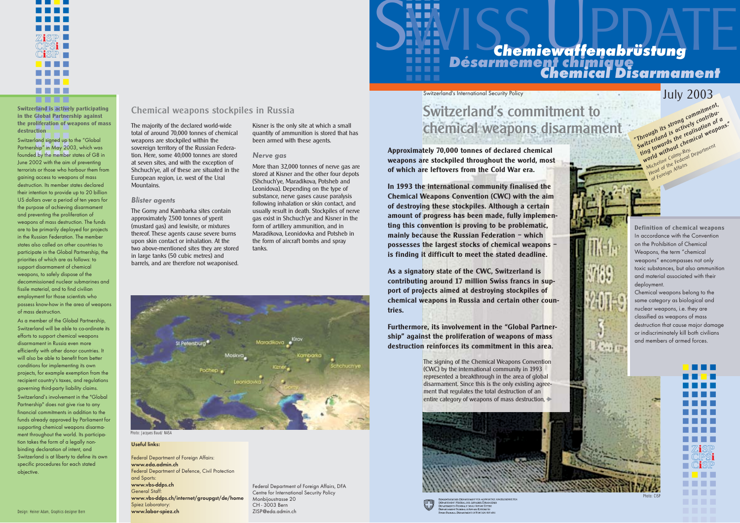# Swiss Update

## Chemiewaffenabrüstung
## Désarmement chimique
## Chemical Disarmament

Switzerland's International Security Policy

July 2003

# Switzerland's commitment to chemical weapons disarmament

"Through its strong commitment, Switzerland is actively contributing towards the realisation of a world without chemical weapons."
Micheline Calmy-Rey, Head of the Federal Department of Foreign Affairs

**Approximately 70,000 tonnes of declared chemical weapons are stockpiled throughout the world, most of which are leftovers from the Cold War era.**

**In 1993 the international community finalised the Chemical Weapons Convention (CWC) with the aim of destroying these stockpiles. Although a certain amount of progress has been made, fully implementing this convention is proving to be problematic, mainly because the Russian Federation – which possesses the largest stocks of chemical weapons – is finding it difficult to meet the stated deadline.**

**As a signatory state of the CWC, Switzerland is contributing around 17 million Swiss francs in support of projects aimed at destroying stockpiles of chemical weapons in Russia and certain other countries.**

**Furthermore, its involvement in the "Global Partnership" against the proliferation of weapons of mass destruction reinforces its commitment in this area.**

The signing of the Chemical Weapons Convention (CWC) by the international community in 1993 represented a breakthrough in the area of global disarmament. Since this is the only existing agreement that regulates the total destruction of an entire category of weapons of mass destruction, ▸

Photo: CISP

### Definition of chemical weapons

In accordance with the Convention on the Prohibition of Chemical Weapons, the term "chemical weapons" encompasses not only toxic substances, but also ammunition and material associated with their deployment.

Chemical weapons belong to the same category as biological and nuclear weapons, i.e. they are classified as weapons of mass destruction that cause major damage or indiscriminately kill both civilians and members of armed forces.

### Switzerland is actively participating in the Global Partnership against the proliferation of weapons of mass destruction

Switzerland signed up to the "Global Partnership" in May 2003, which was founded by the member states of G8 in June 2002 with the aim of preventing terrorists or those who harbour them from gaining access to weapons of mass destruction. Its member states declared their intention to provide up to 20 billion US dollars over a period of ten years for the purpose of achieving disarmament and preventing the proliferation of weapons of mass destruction. The funds are to be primarily deployed for projects in the Russian Federation. The member states also called on other countries to participate in the Global Partnership, the priorities of which are as follows: to support disarmament of chemical weapons, to safely dispose of the decommissioned nuclear submarines and fissile material, and to find civilian employment for those scientists who possess know-how in the area of weapons of mass destruction.

As a member of the Global Partnership, Switzerland will be able to co-ordinate its efforts to support chemical weapons disarmament in Russia even more efficiently with other donor countries. It will also be able to benefit from better conditions for implementing its own projects, for example exemption from the recipient country's taxes, and regulations governing third-party liability claims.

Switzerland's involvement in the "Global Partnership" does not give rise to any financial commitments in addition to the funds already approved by Parliament for supporting chemical weapons disarmament throughout the world. Its participation takes the form of a legally non-binding declaration of intent, and Switzerland is at liberty to define its own specific procedures for each stated objective.

## Chemical weapons stockpiles in Russia

The majority of the declared world-wide total of around 70,000 tonnes of chemical weapons are stockpiled within the sovereign territory of the Russian Federation. Here, some 40,000 tonnes are stored at seven sites, and with the exception of Shchuch'ye, all of these are situated in the European region, i.e. west of the Ural Mountains.

### *Blister agents*

The Gorny and Kambarka sites contain approximately 7,500 tonnes of yperit (mustard gas) and lewisite, or mixtures thereof. These agents cause severe burns upon skin contact or inhalation. At the two above-mentioned sites they are stored in large tanks (50 cubic metres) and barrels, and are therefore not weaponised.

Kisner is the only site at which a small quantity of ammunition is stored that has been armed with these agents.

### *Nerve gas*

More than 32,000 tonnes of nerve gas are stored at Kisner and the other four depots (Shchuch'ye, Maradikova, Potsheb and Leonidova). Depending on the type of substance, nerve gases cause paralysis following inhalation or skin contact, and usually result in death. Stockpiles of nerve gas exist in Shchuch'ye and Kisner in the form of artillery ammunition, and in Maradikova, Leonidovka and Potsheb in the form of aircraft bombs and spray tanks.

Photo: Jacques Baud/ NASA

**Useful links:**

Federal Department of Foreign Affairs:
**www.eda.admin.ch**
Federal Department of Defence, Civil Protection and Sports:
**www.vbs-ddps.ch**
General Staff:
**www.vbs-ddps.ch/internet/groupgst/de/home**
Spiez Laboratory:
**www.labor-spiez.ch**

Federal Department of Foreign Affairs, DFA
Centre for International Security Policy
Monbijoustrasse 20
CH - 3003 Bern
ZISP@eda.admin.ch

Design: Heiner Adam, Graphics designer Bern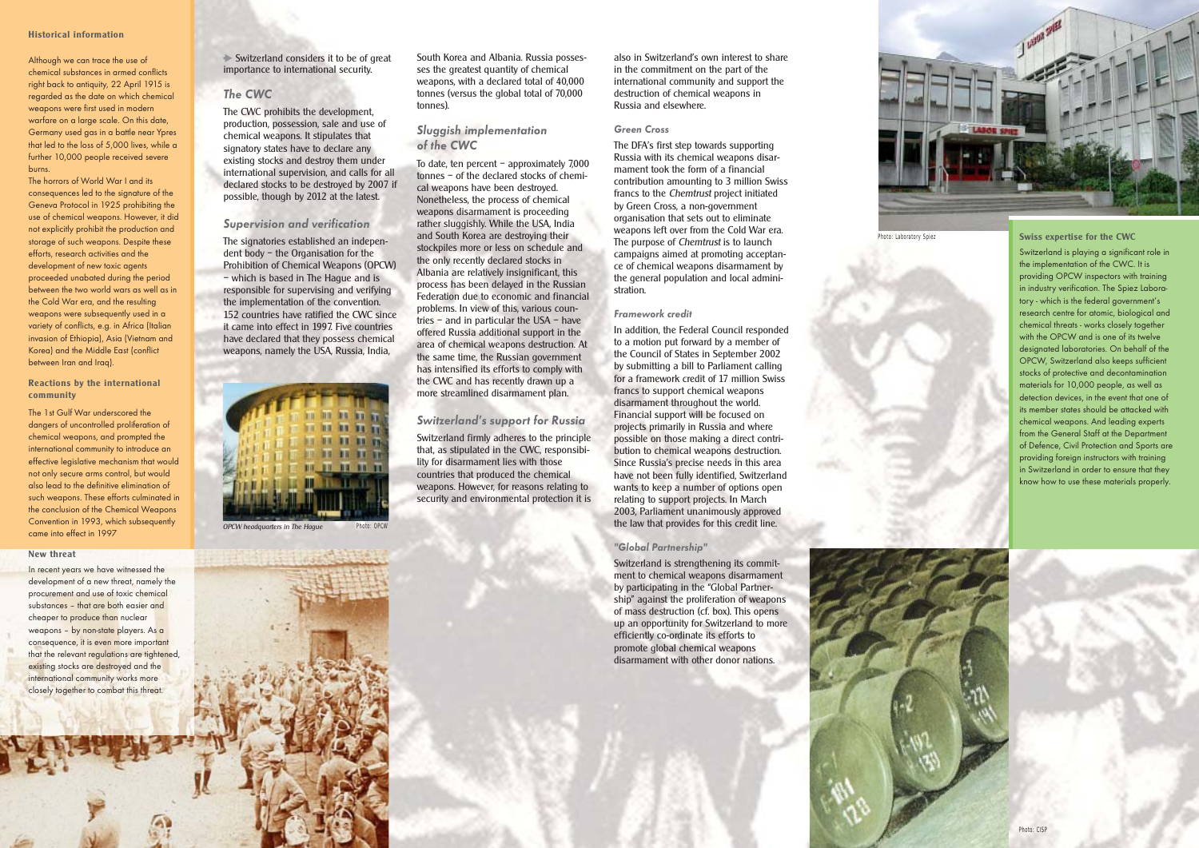### Historical information

Although we can trace the use of chemical substances in armed conflicts right back to antiquity, 22 April 1915 is regarded as the date on which chemical weapons were first used in modern warfare on a large scale. On this date, Germany used gas in a battle near Ypres that led to the loss of 5,000 lives, while a further 10,000 people received severe burns.

The horrors of World War I and its consequences led to the signature of the Geneva Protocol in 1925 prohibiting the use of chemical weapons. However, it did not explicitly prohibit the production and storage of such weapons. Despite these efforts, research activities and the development of new toxic agents proceeded unabated during the period between the two world wars as well as in the Cold War era, and the resulting weapons were subsequently used in a variety of conflicts, e.g. in Africa (Italian invasion of Ethiopia), Asia (Vietnam and Korea) and the Middle East (conflict between Iran and Iraq).

### Reactions by the international community

The 1st Gulf War underscored the dangers of uncontrolled proliferation of chemical weapons, and prompted the international community to introduce an effective legislative mechanism that would not only secure arms control, but would also lead to the definitive elimination of such weapons. These efforts culminated in the conclusion of the Chemical Weapons Convention in 1993, which subsequently came into effect in 1997

### New threat

In recent years we have witnessed the development of a new threat, namely the procurement and use of toxic chemical substances – that are both easier and cheaper to produce than nuclear weapons – by non-state players. As a consequence, it is even more important that the relevant regulations are tightened, existing stocks are destroyed and the international community works more closely together to combat this threat.

▶ Switzerland considers it to be of great importance to international security.

## *The CWC*

The CWC prohibits the development, production, possession, sale and use of chemical weapons. It stipulates that signatory states have to declare any existing stocks and destroy them under international supervision, and calls for all declared stocks to be destroyed by 2007 if possible, though by 2012 at the latest.

## *Supervision and verification*

The signatories established an independent body – the Organisation for the Prohibition of Chemical Weapons (OPCW) – which is based in The Hague and is responsible for supervising and verifying the implementation of the convention. 152 countries have ratified the CWC since it came into effect in 1997. Five countries have declared that they possess chemical weapons, namely the USA, Russia, India, South Korea and Albania. Russia possesses the greatest quantity of chemical weapons, with a declared total of 40,000 tonnes (versus the global total of 70,000 tonnes).

*OPCW headquarters in The Hague* Photo: OPCW

## *Sluggish implementation of the CWC*

To date, ten percent – approximately 7,000 tonnes – of the declared stocks of chemical weapons have been destroyed. Nonetheless, the process of chemical weapons disarmament is proceeding rather sluggishly. While the USA, India and South Korea are destroying their stockpiles more or less on schedule and the only recently declared stocks in Albania are relatively insignificant, this process has been delayed in the Russian Federation due to economic and financial problems. In view of this, various countries – and in particular the USA – have offered Russia additional support in the area of chemical weapons destruction. At the same time, the Russian government has intensified its efforts to comply with the CWC and has recently drawn up a more streamlined disarmament plan.

## *Switzerland's support for Russia*

Switzerland firmly adheres to the principle that, as stipulated in the CWC, responsibility for disarmament lies with those countries that produced the chemical weapons. However, for reasons relating to security and environmental protection it is also in Switzerland's own interest to share in the commitment on the part of the international community and support the destruction of chemical weapons in Russia and elsewhere.

### *Green Cross*

The DFA's first step towards supporting Russia with its chemical weapons disarmament took the form of a financial contribution amounting to 3 million Swiss francs to the *Chemtrust* project initiated by Green Cross, a non-government organisation that sets out to eliminate weapons left over from the Cold War era. The purpose of *Chemtrust* is to launch campaigns aimed at promoting acceptance of chemical weapons disarmament by the general population and local administration.

### *Framework credit*

In addition, the Federal Council responded to a motion put forward by a member of the Council of States in September 2002 by submitting a bill to Parliament calling for a framework credit of 17 million Swiss francs to support chemical weapons disarmament throughout the world. Financial support will be focused on projects primarily in Russia and where possible on those making a direct contribution to chemical weapons destruction. Since Russia's precise needs in this area have not been fully identified, Switzerland wants to keep a number of options open relating to support projects. In March 2003, Parliament unanimously approved the law that provides for this credit line.

### *"Global Partnership"*

Switzerland is strengthening its commitment to chemical weapons disarmament by participating in the "Global Partnership" against the proliferation of weapons of mass destruction (cf. box). This opens up an opportunity for Switzerland to more efficiently co-ordinate its efforts to promote global chemical weapons disarmament with other donor nations.

Photo: Laboratory Spiez

### Swiss expertise for the CWC

Switzerland is playing a significant role in the implementation of the CWC. It is providing OPCW inspectors with training in industry verification. The Spiez Laboratory - which is the federal government's research centre for atomic, biological and chemical threats - works closely together with the OPCW and is one of its twelve designated laboratories. On behalf of the OPCW, Switzerland also keeps sufficient stocks of protective and decontamination materials for 10,000 people, as well as detection devices, in the event that one of its member states should be attacked with chemical weapons. And leading experts from the General Staff at the Department of Defence, Civil Protection and Sports are providing foreign instructors with training in Switzerland in order to ensure that they know how to use these materials properly.

Photo: CISP